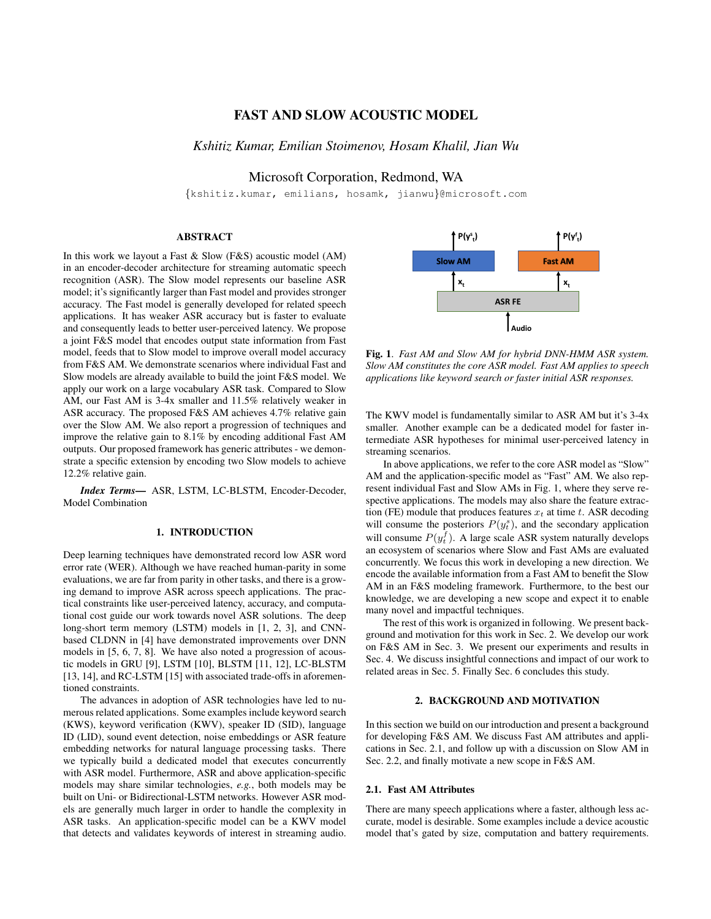# FAST AND SLOW ACOUSTIC MODEL

*Kshitiz Kumar, Emilian Stoimenov, Hosam Khalil, Jian Wu*

Microsoft Corporation, Redmond, WA

{kshitiz.kumar, emilians, hosamk, jianwu}@microsoft.com

## ABSTRACT

In this work we layout a Fast & Slow (F&S) acoustic model (AM) in an encoder-decoder architecture for streaming automatic speech recognition (ASR). The Slow model represents our baseline ASR model; it's significantly larger than Fast model and provides stronger accuracy. The Fast model is generally developed for related speech applications. It has weaker ASR accuracy but is faster to evaluate and consequently leads to better user-perceived latency. We propose a joint F&S model that encodes output state information from Fast model, feeds that to Slow model to improve overall model accuracy from F&S AM. We demonstrate scenarios where individual Fast and Slow models are already available to build the joint F&S model. We apply our work on a large vocabulary ASR task. Compared to Slow AM, our Fast AM is 3-4x smaller and 11.5% relatively weaker in ASR accuracy. The proposed F&S AM achieves 4.7% relative gain over the Slow AM. We also report a progression of techniques and improve the relative gain to 8.1% by encoding additional Fast AM outputs. Our proposed framework has generic attributes - we demonstrate a specific extension by encoding two Slow models to achieve 12.2% relative gain.

***Index Terms*—** ASR, LSTM, LC-BLSTM, Encoder-Decoder, Model Combination

## 1. INTRODUCTION

Deep learning techniques have demonstrated record low ASR word error rate (WER). Although we have reached human-parity in some evaluations, we are far from parity in other tasks, and there is a growing demand to improve ASR across speech applications. The practical constraints like user-perceived latency, accuracy, and computational cost guide our work towards novel ASR solutions. The deep long-short term memory (LSTM) models in [1, 2, 3], and CNN-based CLDNN in [4] have demonstrated improvements over DNN models in [5, 6, 7, 8]. We have also noted a progression of acoustic models in GRU [9], LSTM [10], BLSTM [11, 12], LC-BLSTM [13, 14], and RC-LSTM [15] with associated trade-offs in aforementioned constraints.

The advances in adoption of ASR technologies have led to numerous related applications. Some examples include keyword search (KWS), keyword verification (KWV), speaker ID (SID), language ID (LID), sound event detection, noise embeddings or ASR feature embedding networks for natural language processing tasks. There we typically build a dedicated model that executes concurrently with ASR model. Furthermore, ASR and above application-specific models may share similar technologies, *e.g.*, both models may be built on Uni- or Bidirectional-LSTM networks. However ASR models are generally much larger in order to handle the complexity in ASR tasks. An application-specific model can be a KWV model that detects and validates keywords of interest in streaming audio. The KWV model is fundamentally similar to ASR AM but it's 3-4x smaller. Another example can be a dedicated model for faster intermediate ASR hypotheses for minimal user-perceived latency in streaming scenarios.

**Fig. 1**. *Fast AM and Slow AM for hybrid DNN-HMM ASR system. Slow AM constitutes the core ASR model. Fast AM applies to speech applications like keyword search or faster initial ASR responses.*

In above applications, we refer to the core ASR model as "Slow" AM and the application-specific model as "Fast" AM. We also represent individual Fast and Slow AMs in Fig. 1, where they serve respective applications. The models may also share the feature extraction (FE) module that produces features $x_t$ at time $t$. ASR decoding will consume the posteriors $P(y_t^s)$, and the secondary application will consume $P(y_t^f)$. A large scale ASR system naturally develops an ecosystem of scenarios where Slow and Fast AMs are evaluated concurrently. We focus this work in developing a new direction. We encode the available information from a Fast AM to benefit the Slow AM in an F&S modeling framework. Furthermore, to the best our knowledge, we are developing a new scope and expect it to enable many novel and impactful techniques.

The rest of this work is organized in following. We present background and motivation for this work in Sec. 2. We develop our work on F&S AM in Sec. 3. We present our experiments and results in Sec. 4. We discuss insightful connections and impact of our work to related areas in Sec. 5. Finally Sec. 6 concludes this study.

## 2. BACKGROUND AND MOTIVATION

In this section we build on our introduction and present a background for developing F&S AM. We discuss Fast AM attributes and applications in Sec. 2.1, and follow up with a discussion on Slow AM in Sec. 2.2, and finally motivate a new scope in F&S AM.

### 2.1. Fast AM Attributes

There are many speech applications where a faster, although less accurate, model is desirable. Some examples include a device acoustic model that's gated by size, computation and battery requirements.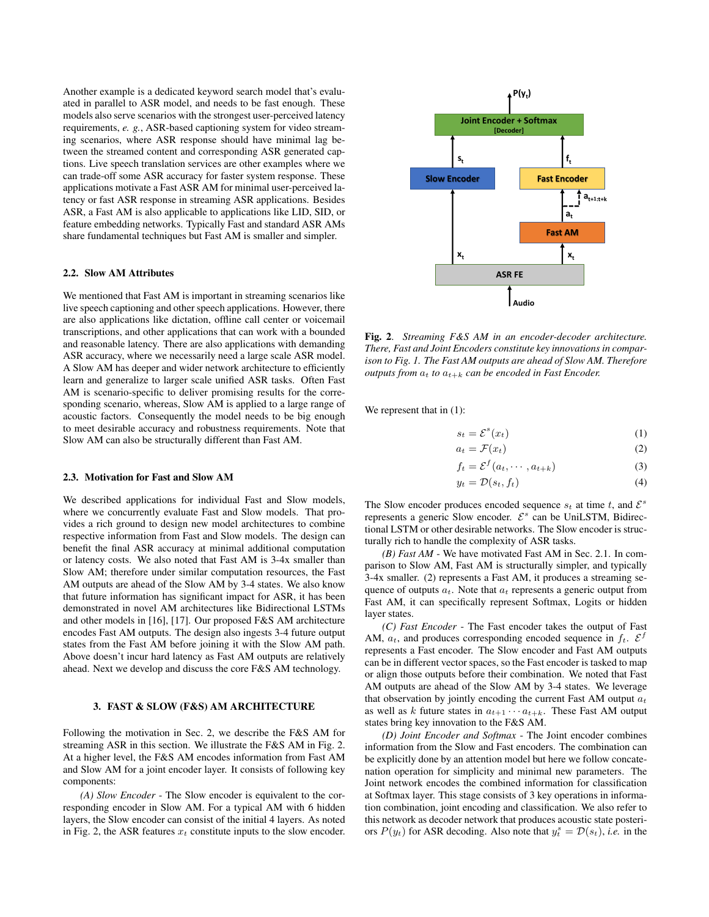Another example is a dedicated keyword search model that's evaluated in parallel to ASR model, and needs to be fast enough. These models also serve scenarios with the strongest user-perceived latency requirements, *e. g.*, ASR-based captioning system for video streaming scenarios, where ASR response should have minimal lag between the streamed content and corresponding ASR generated captions. Live speech translation services are other examples where we can trade-off some ASR accuracy for faster system response. These applications motivate a Fast ASR AM for minimal user-perceived latency or fast ASR response in streaming ASR applications. Besides ASR, a Fast AM is also applicable to applications like LID, SID, or feature embedding networks. Typically Fast and standard ASR AMs share fundamental techniques but Fast AM is smaller and simpler.

### 2.2. Slow AM Attributes

We mentioned that Fast AM is important in streaming scenarios like live speech captioning and other speech applications. However, there are also applications like dictation, offline call center or voicemail transcriptions, and other applications that can work with a bounded and reasonable latency. There are also applications with demanding ASR accuracy, where we necessarily need a large scale ASR model. A Slow AM has deeper and wider network architecture to efficiently learn and generalize to larger scale unified ASR tasks. Often Fast AM is scenario-specific to deliver promising results for the corresponding scenario, whereas, Slow AM is applied to a large range of acoustic factors. Consequently the model needs to be big enough to meet desirable accuracy and robustness requirements. Note that Slow AM can also be structurally different than Fast AM.

### 2.3. Motivation for Fast and Slow AM

We described applications for individual Fast and Slow models, where we concurrently evaluate Fast and Slow models. That provides a rich ground to design new model architectures to combine respective information from Fast and Slow models. The design can benefit the final ASR accuracy at minimal additional computation or latency costs. We also noted that Fast AM is 3-4x smaller than Slow AM; therefore under similar computation resources, the Fast AM outputs are ahead of the Slow AM by 3-4 states. We also know that future information has significant impact for ASR, it has been demonstrated in novel AM architectures like Bidirectional LSTMs and other models in [16], [17]. Our proposed F&S AM architecture encodes Fast AM outputs. The design also ingests 3-4 future output states from the Fast AM before joining it with the Slow AM path. Above doesn't incur hard latency as Fast AM outputs are relatively ahead. Next we develop and discuss the core F&S AM technology.

## 3. FAST & SLOW (F&S) AM ARCHITECTURE

Following the motivation in Sec. 2, we describe the F&S AM for streaming ASR in this section. We illustrate the F&S AM in Fig. 2. At a higher level, the F&S AM encodes information from Fast AM and Slow AM for a joint encoder layer. It consists of following key components:

*(A) Slow Encoder* - The Slow encoder is equivalent to the corresponding encoder in Slow AM. For a typical AM with 6 hidden layers, the Slow encoder can consist of the initial 4 layers. As noted in Fig. 2, the ASR features $x_t$ constitute inputs to the slow encoder.

**Fig. 2**. *Streaming F&S AM in an encoder-decoder architecture. There, Fast and Joint Encoders constitute key innovations in comparison to Fig. 1. The Fast AM outputs are ahead of Slow AM. Therefore outputs from $a_t$ to $a_{t+k}$ can be encoded in Fast Encoder.*

We represent that in (1):

$$s_t = \mathcal{E}^s(x_t) \tag{1}$$

$$a_t = \mathcal{F}(x_t) \tag{2}$$

$$f_t = \mathcal{E}^f(a_t, \cdots, a_{t+k}) \tag{3}$$

$$y_t = \mathcal{D}(s_t, f_t) \tag{4}$$

The Slow encoder produces encoded sequence $s_t$ at time $t$, and $\mathcal{E}^s$ represents a generic Slow encoder. $\mathcal{E}^s$ can be UniLSTM, Bidirectional LSTM or other desirable networks. The Slow encoder is structurally rich to handle the complexity of ASR tasks.

*(B) Fast AM* - We have motivated Fast AM in Sec. 2.1. In comparison to Slow AM, Fast AM is structurally simpler, and typically 3-4x smaller. (2) represents a Fast AM, it produces a streaming sequence of outputs $a_t$. Note that $a_t$ represents a generic output from Fast AM, it can specifically represent Softmax, Logits or hidden layer states.

*(C) Fast Encoder* - The Fast encoder takes the output of Fast AM, $a_t$, and produces corresponding encoded sequence in $f_t$. $\mathcal{E}^f$ represents a Fast encoder. The Slow encoder and Fast AM outputs can be in different vector spaces, so the Fast encoder is tasked to map or align those outputs before their combination. We noted that Fast AM outputs are ahead of the Slow AM by 3-4 states. We leverage that observation by jointly encoding the current Fast AM output $a_t$ as well as $k$ future states in $a_{t+1} \cdots a_{t+k}$. These Fast AM output states bring key innovation to the F&S AM.

*(D) Joint Encoder and Softmax* - The Joint encoder combines information from the Slow and Fast encoders. The combination can be explicitly done by an attention model but here we follow such concatenation operation for simplicity and minimal new parameters. The Joint network encodes the combined information for classification at Softmax layer. This stage consists of 3 key operations in information combination, joint encoding and classification. We also refer to this network as decoder network that produces acoustic state posteriors $P(y_t)$ for ASR decoding. Also note that $y^s_t = \mathcal{D}(s_t)$, *i.e.* in the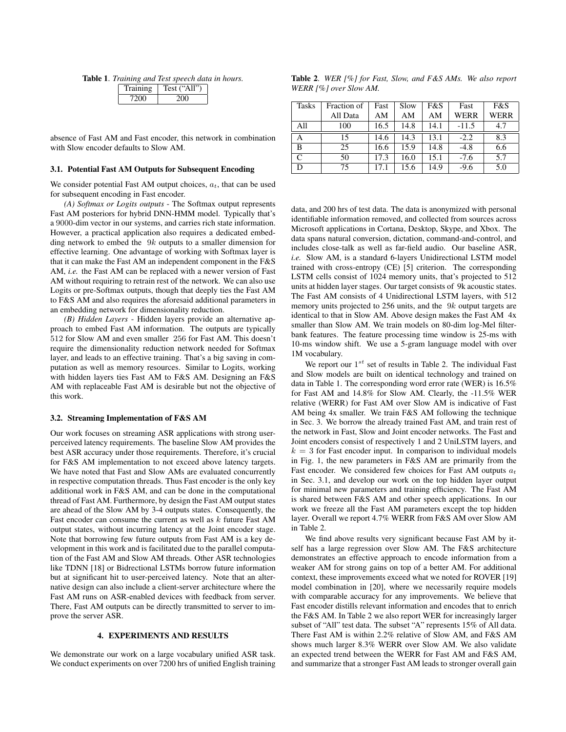**Table 1**. *Training and Test speech data in hours.*

| Training | Test ("All") |
|---|---|
| 7200 | 200 |

absence of Fast AM and Fast encoder, this network in combination with Slow encoder defaults to Slow AM.

### 3.1. Potential Fast AM Outputs for Subsequent Encoding

We consider potential Fast AM output choices, $a_t$, that can be used for subsequent encoding in Fast encoder.

*(A) Softmax or Logits outputs* - The Softmax output represents Fast AM posteriors for hybrid DNN-HMM model. Typically that's a 9000-dim vector in our systems, and carries rich state information. However, a practical application also requires a dedicated embedding network to embed the $9k$ outputs to a smaller dimension for effective learning. One advantage of working with Softmax layer is that it can make the Fast AM an independent component in the F&S AM, *i.e.* the Fast AM can be replaced with a newer version of Fast AM without requiring to retrain rest of the network. We can also use Logits or pre-Softmax outputs, though that deeply ties the Fast AM to F&S AM and also requires the aforesaid additional parameters in an embedding network for dimensionality reduction.

*(B) Hidden Layers* - Hidden layers provide an alternative approach to embed Fast AM information. The outputs are typically 512 for Slow AM and even smaller 256 for Fast AM. This doesn't require the dimensionality reduction network needed for Softmax layer, and leads to an effective training. That's a big saving in computation as well as memory resources. Similar to Logits, working with hidden layers ties Fast AM to F&S AM. Designing an F&S AM with replaceable Fast AM is desirable but not the objective of this work.

### 3.2. Streaming Implementation of F&S AM

Our work focuses on streaming ASR applications with strong user-perceived latency requirements. The baseline Slow AM provides the best ASR accuracy under those requirements. Therefore, it's crucial for F&S AM implementation to not exceed above latency targets. We have noted that Fast and Slow AMs are evaluated concurrently in respective computation threads. Thus Fast encoder is the only key additional work in F&S AM, and can be done in the computational thread of Fast AM. Furthermore, by design the Fast AM output states are ahead of the Slow AM by 3-4 outputs states. Consequently, the Fast encoder can consume the current as well as $k$ future Fast AM output states, without incurring latency at the Joint encoder stage. Note that borrowing few future outputs from Fast AM is a key development in this work and is facilitated due to the parallel computation of the Fast AM and Slow AM threads. Other ASR technologies like TDNN [18] or Bidrectional LSTMs borrow future information but at significant hit to user-perceived latency. Note that an alternative design can also include a client-server architecture where the Fast AM runs on ASR-enabled devices with feedback from server. There, Fast AM outputs can be directly transmitted to server to improve the server ASR.

## 4. EXPERIMENTS AND RESULTS

We demonstrate our work on a large vocabulary unified ASR task. We conduct experiments on over 7200 hrs of unified English training data, and 200 hrs of test data. The data is anonymized with personal identifiable information removed, and collected from sources across Microsoft applications in Cortana, Desktop, Skype, and Xbox. The data spans natural conversion, dictation, command-and-control, and includes close-talk as well as far-field audio. Our baseline ASR, *i.e.* Slow AM, is a standard 6-layers Unidirectional LSTM model trained with cross-entropy (CE) [5] criterion. The corresponding LSTM cells consist of 1024 memory units, that's projected to 512 units at hidden layer stages. Our target consists of 9k acoustic states. The Fast AM consists of 4 Unidirectional LSTM layers, with 512 memory units projected to 256 units, and the $9k$ output targets are identical to that in Slow AM. Above design makes the Fast AM 4x smaller than Slow AM. We train models on 80-dim log-Mel filterbank features. The feature processing time window is 25-ms with 10-ms window shift. We use a 5-gram language model with over 1M vocabulary.

**Table 2**. *WER [%] for Fast, Slow, and F&S AMs. We also report WERR [%] over Slow AM.*

| Tasks | Fraction of All Data | Fast AM | Slow AM | F&S AM | Fast WERR | F&S WERR |
|---|---|---|---|---|---|---|
| All | 100 | 16.5 | 14.8 | 14.1 | -11.5 | 4.7 |
| A | 15 | 14.6 | 14.3 | 13.1 | -2.2 | 8.3 |
| B | 25 | 16.6 | 15.9 | 14.8 | -4.8 | 6.6 |
| C | 50 | 17.3 | 16.0 | 15.1 | -7.6 | 5.7 |
| D | 75 | 17.1 | 15.6 | 14.9 | -9.6 | 5.0 |

We report our $1^{st}$ set of results in Table 2. The individual Fast and Slow models are built on identical technology and trained on data in Table 1. The corresponding word error rate (WER) is 16.5% for Fast AM and 14.8% for Slow AM. Clearly, the -11.5% WER relative (WERR) for Fast AM over Slow AM is indicative of Fast AM being 4x smaller. We train F&S AM following the technique in Sec. 3. We borrow the already trained Fast AM, and train rest of the network in Fast, Slow and Joint encoder networks. The Fast and Joint encoders consist of respectively 1 and 2 UniLSTM layers, and $k = 3$ for Fast encoder input. In comparison to individual models in Fig. 1, the new parameters in F&S AM are primarily from the Fast encoder. We considered few choices for Fast AM outputs $a_t$ in Sec. 3.1, and develop our work on the top hidden layer output for minimal new parameters and training efficiency. The Fast AM is shared between F&S AM and other speech applications. In our work we freeze all the Fast AM parameters except the top hidden layer. Overall we report 4.7% WERR from F&S AM over Slow AM in Table 2.

We find above results very significant because Fast AM by itself has a large regression over Slow AM. The F&S architecture demonstrates an effective approach to encode information from a weaker AM for strong gains on top of a better AM. For additional context, these improvements exceed what we noted for ROVER [19] model combination in [20], where we necessarily require models with comparable accuracy for any improvements. We believe that Fast encoder distills relevant information and encodes that to enrich the F&S AM. In Table 2 we also report WER for increasingly larger subset of "All" test data. The subset "A" represents 15% of All data. There Fast AM is within 2.2% relative of Slow AM, and F&S AM shows much larger 8.3% WERR over Slow AM. We also validate an expected trend between the WERR for Fast AM and F&S AM, and summarize that a stronger Fast AM leads to stronger overall gain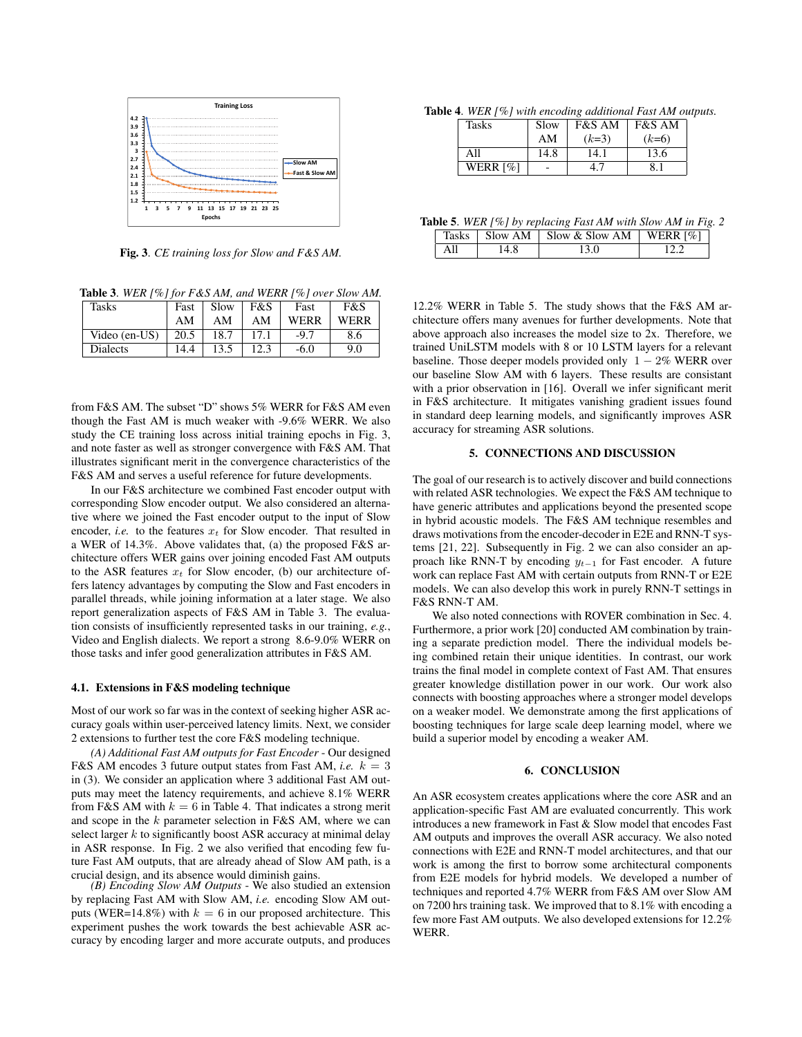Fig. 3. *CE training loss for Slow and F&S AM.*

**Table 3**. *WER [%] for F&S AM, and WERR [%] over Slow AM.*

| Tasks | Fast AM | Slow AM | F&S AM | Fast WERR | F&S WERR |
|---|---|---|---|---|---|
| Video (en-US) | 20.5 | 18.7 | 17.1 | -9.7 | 8.6 |
| Dialects | 14.4 | 13.5 | 12.3 | -6.0 | 9.0 |

from F&S AM. The subset "D" shows 5% WERR for F&S AM even though the Fast AM is much weaker with -9.6% WERR. We also study the CE training loss across initial training epochs in Fig. 3, and note faster as well as stronger convergence with F&S AM. That illustrates significant merit in the convergence characteristics of the F&S AM and serves a useful reference for future developments.

In our F&S architecture we combined Fast encoder output with corresponding Slow encoder output. We also considered an alternative where we joined the Fast encoder output to the input of Slow encoder, *i.e.* to the features $x_t$ for Slow encoder. That resulted in a WER of 14.3%. Above validates that, (a) the proposed F&S architecture offers WER gains over joining encoded Fast AM outputs to the ASR features $x_t$ for Slow encoder, (b) our architecture offers latency advantages by computing the Slow and Fast encoders in parallel threads, while joining information at a later stage. We also report generalization aspects of F&S AM in Table 3. The evaluation consists of insufficiently represented tasks in our training, *e.g.*, Video and English dialects. We report a strong 8.6-9.0% WERR on those tasks and infer good generalization attributes in F&S AM.

### 4.1. Extensions in F&S modeling technique

Most of our work so far was in the context of seeking higher ASR accuracy goals within user-perceived latency limits. Next, we consider 2 extensions to further test the core F&S modeling technique.

*(A) Additional Fast AM outputs for Fast Encoder* - Our designed F&S AM encodes 3 future output states from Fast AM, *i.e.* $k = 3$ in (3). We consider an application where 3 additional Fast AM outputs may meet the latency requirements, and achieve 8.1% WERR from F&S AM with $k = 6$ in Table 4. That indicates a strong merit and scope in the $k$ parameter selection in F&S AM, where we can select larger $k$ to significantly boost ASR accuracy at minimal delay in ASR response. In Fig. 2 we also verified that encoding few future Fast AM outputs, that are already ahead of Slow AM path, is a crucial design, and its absence would diminish gains.

*(B) Encoding Slow AM Outputs* - We also studied an extension by replacing Fast AM with Slow AM, *i.e.* encoding Slow AM outputs (WER=14.8%) with $k = 6$ in our proposed architecture. This experiment pushes the work towards the best achievable ASR accuracy by encoding larger and more accurate outputs, and produces

**Table 4**. *WER [%] with encoding additional Fast AM outputs.*

| Tasks | Slow AM | F&S AM ($k$=3) | F&S AM ($k$=6) |
|---|---|---|---|
| All | 14.8 | 14.1 | 13.6 |
| WERR [%] | - | 4.7 | 8.1 |

**Table 5**. *WER [%] by replacing Fast AM with Slow AM in Fig. 2*

| Tasks | Slow AM | Slow & Slow AM | WERR [%] |
|---|---|---|---|
| All | 14.8 | 13.0 | 12.2 |

12.2% WERR in Table 5. The study shows that the F&S AM architecture offers many avenues for further developments. Note that above approach also increases the model size to 2x. Therefore, we trained UniLSTM models with 8 or 10 LSTM layers for a relevant baseline. Those deeper models provided only $1 - 2\%$ WERR over our baseline Slow AM with 6 layers. These results are consistant with a prior observation in [16]. Overall we infer significant merit in F&S architecture. It mitigates vanishing gradient issues found in standard deep learning models, and significantly improves ASR accuracy for streaming ASR solutions.

## 5. CONNECTIONS AND DISCUSSION

The goal of our research is to actively discover and build connections with related ASR technologies. We expect the F&S AM technique to have generic attributes and applications beyond the presented scope in hybrid acoustic models. The F&S AM technique resembles and draws motivations from the encoder-decoder in E2E and RNN-T systems [21, 22]. Subsequently in Fig. 2 we can also consider an approach like RNN-T by encoding $y_{t-1}$ for Fast encoder. A future work can replace Fast AM with certain outputs from RNN-T or E2E models. We can also develop this work in purely RNN-T settings in F&S RNN-T AM.

We also noted connections with ROVER combination in Sec. 4. Furthermore, a prior work [20] conducted AM combination by training a separate prediction model. There the individual models being combined retain their unique identities. In contrast, our work trains the final model in complete context of Fast AM. That ensures greater knowledge distillation power in our work. Our work also connects with boosting approaches where a stronger model develops on a weaker model. We demonstrate among the first applications of boosting techniques for large scale deep learning model, where we build a superior model by encoding a weaker AM.

## 6. CONCLUSION

An ASR ecosystem creates applications where the core ASR and an application-specific Fast AM are evaluated concurrently. This work introduces a new framework in Fast & Slow model that encodes Fast AM outputs and improves the overall ASR accuracy. We also noted connections with E2E and RNN-T model architectures, and that our work is among the first to borrow some architectural components from E2E models for hybrid models. We developed a number of techniques and reported 4.7% WERR from F&S AM over Slow AM on 7200 hrs training task. We improved that to 8.1% with encoding a few more Fast AM outputs. We also developed extensions for 12.2% WERR.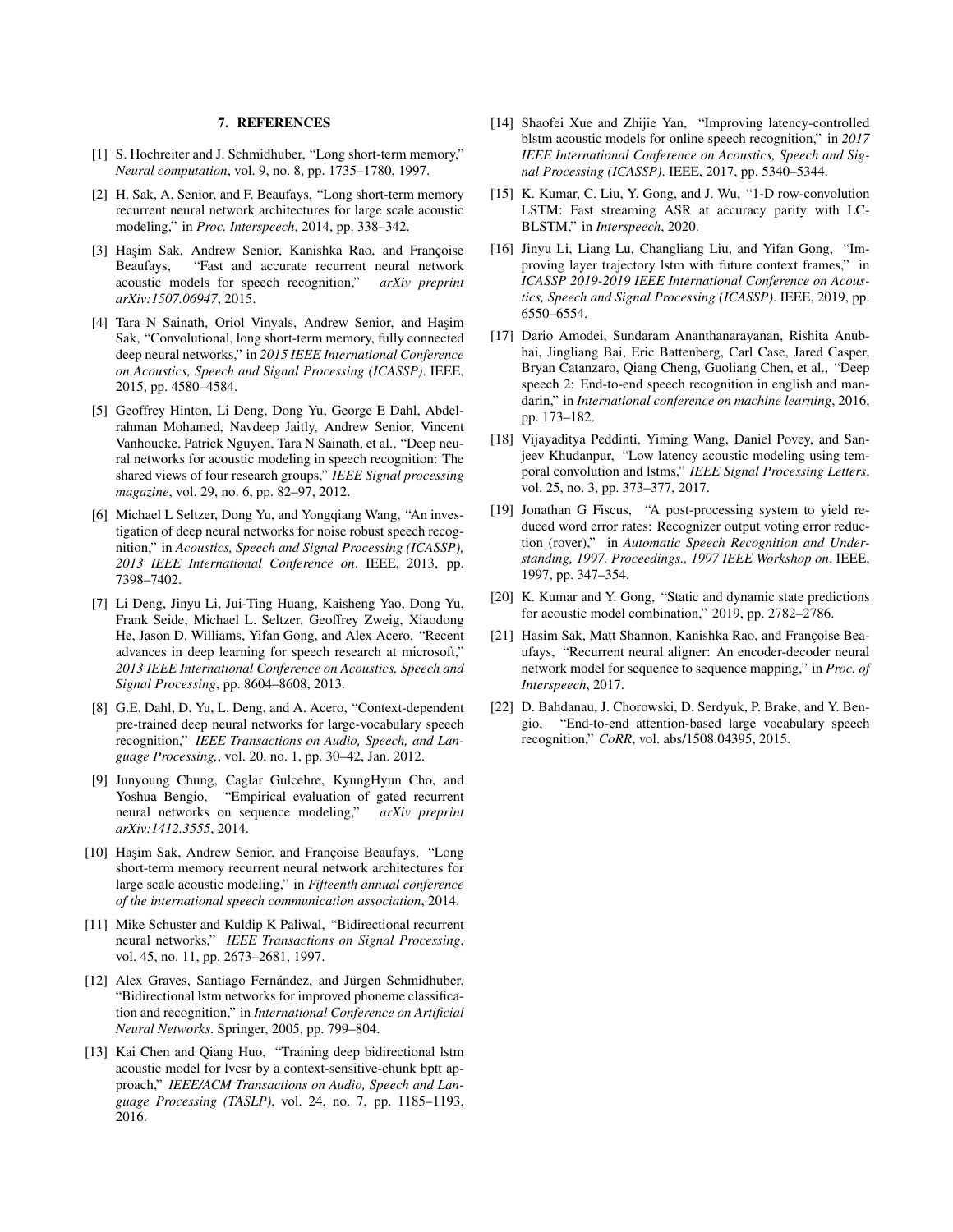## 7. REFERENCES

[1] S. Hochreiter and J. Schmidhuber, "Long short-term memory," *Neural computation*, vol. 9, no. 8, pp. 1735–1780, 1997.

[2] H. Sak, A. Senior, and F. Beaufays, "Long short-term memory recurrent neural network architectures for large scale acoustic modeling," in *Proc. Interspeech*, 2014, pp. 338–342.

[3] Haşim Sak, Andrew Senior, Kanishka Rao, and Françoise Beaufays, "Fast and accurate recurrent neural network acoustic models for speech recognition," *arXiv preprint arXiv:1507.06947*, 2015.

[4] Tara N Sainath, Oriol Vinyals, Andrew Senior, and Haşim Sak, "Convolutional, long short-term memory, fully connected deep neural networks," in *2015 IEEE International Conference on Acoustics, Speech and Signal Processing (ICASSP)*. IEEE, 2015, pp. 4580–4584.

[5] Geoffrey Hinton, Li Deng, Dong Yu, George E Dahl, Abdelrahman Mohamed, Navdeep Jaitly, Andrew Senior, Vincent Vanhoucke, Patrick Nguyen, Tara N Sainath, et al., "Deep neural networks for acoustic modeling in speech recognition: The shared views of four research groups," *IEEE Signal processing magazine*, vol. 29, no. 6, pp. 82–97, 2012.

[6] Michael L Seltzer, Dong Yu, and Yongqiang Wang, "An investigation of deep neural networks for noise robust speech recognition," in *Acoustics, Speech and Signal Processing (ICASSP), 2013 IEEE International Conference on*. IEEE, 2013, pp. 7398–7402.

[7] Li Deng, Jinyu Li, Jui-Ting Huang, Kaisheng Yao, Dong Yu, Frank Seide, Michael L. Seltzer, Geoffrey Zweig, Xiaodong He, Jason D. Williams, Yifan Gong, and Alex Acero, "Recent advances in deep learning for speech research at microsoft," *2013 IEEE International Conference on Acoustics, Speech and Signal Processing*, pp. 8604–8608, 2013.

[8] G.E. Dahl, D. Yu, L. Deng, and A. Acero, "Context-dependent pre-trained deep neural networks for large-vocabulary speech recognition," *IEEE Transactions on Audio, Speech, and Language Processing,*, vol. 20, no. 1, pp. 30–42, Jan. 2012.

[9] Junyoung Chung, Caglar Gulcehre, KyungHyun Cho, and Yoshua Bengio, "Empirical evaluation of gated recurrent neural networks on sequence modeling," *arXiv preprint arXiv:1412.3555*, 2014.

[10] Haşim Sak, Andrew Senior, and Françoise Beaufays, "Long short-term memory recurrent neural network architectures for large scale acoustic modeling," in *Fifteenth annual conference of the international speech communication association*, 2014.

[11] Mike Schuster and Kuldip K Paliwal, "Bidirectional recurrent neural networks," *IEEE Transactions on Signal Processing*, vol. 45, no. 11, pp. 2673–2681, 1997.

[12] Alex Graves, Santiago Fernández, and Jürgen Schmidhuber, "Bidirectional lstm networks for improved phoneme classification and recognition," in *International Conference on Artificial Neural Networks*. Springer, 2005, pp. 799–804.

[13] Kai Chen and Qiang Huo, "Training deep bidirectional lstm acoustic model for lvcsr by a context-sensitive-chunk bptt approach," *IEEE/ACM Transactions on Audio, Speech and Language Processing (TASLP)*, vol. 24, no. 7, pp. 1185–1193, 2016.

[14] Shaofei Xue and Zhijie Yan, "Improving latency-controlled blstm acoustic models for online speech recognition," in *2017 IEEE International Conference on Acoustics, Speech and Signal Processing (ICASSP)*. IEEE, 2017, pp. 5340–5344.

[15] K. Kumar, C. Liu, Y. Gong, and J. Wu, "1-D row-convolution LSTM: Fast streaming ASR at accuracy parity with LC-BLSTM," in *Interspeech*, 2020.

[16] Jinyu Li, Liang Lu, Changliang Liu, and Yifan Gong, "Improving layer trajectory lstm with future context frames," in *ICASSP 2019-2019 IEEE International Conference on Acoustics, Speech and Signal Processing (ICASSP)*. IEEE, 2019, pp. 6550–6554.

[17] Dario Amodei, Sundaram Ananthanarayanan, Rishita Anubhai, Jingliang Bai, Eric Battenberg, Carl Case, Jared Casper, Bryan Catanzaro, Qiang Cheng, Guoliang Chen, et al., "Deep speech 2: End-to-end speech recognition in english and mandarin," in *International conference on machine learning*, 2016, pp. 173–182.

[18] Vijayaditya Peddinti, Yiming Wang, Daniel Povey, and Sanjeev Khudanpur, "Low latency acoustic modeling using temporal convolution and lstms," *IEEE Signal Processing Letters*, vol. 25, no. 3, pp. 373–377, 2017.

[19] Jonathan G Fiscus, "A post-processing system to yield reduced word error rates: Recognizer output voting error reduction (rover)," in *Automatic Speech Recognition and Understanding, 1997. Proceedings., 1997 IEEE Workshop on*. IEEE, 1997, pp. 347–354.

[20] K. Kumar and Y. Gong, "Static and dynamic state predictions for acoustic model combination," 2019, pp. 2782–2786.

[21] Hasim Sak, Matt Shannon, Kanishka Rao, and Françoise Beaufays, "Recurrent neural aligner: An encoder-decoder neural network model for sequence to sequence mapping," in *Proc. of Interspeech*, 2017.

[22] D. Bahdanau, J. Chorowski, D. Serdyuk, P. Brake, and Y. Bengio, "End-to-end attention-based large vocabulary speech recognition," *CoRR*, vol. abs/1508.04395, 2015.